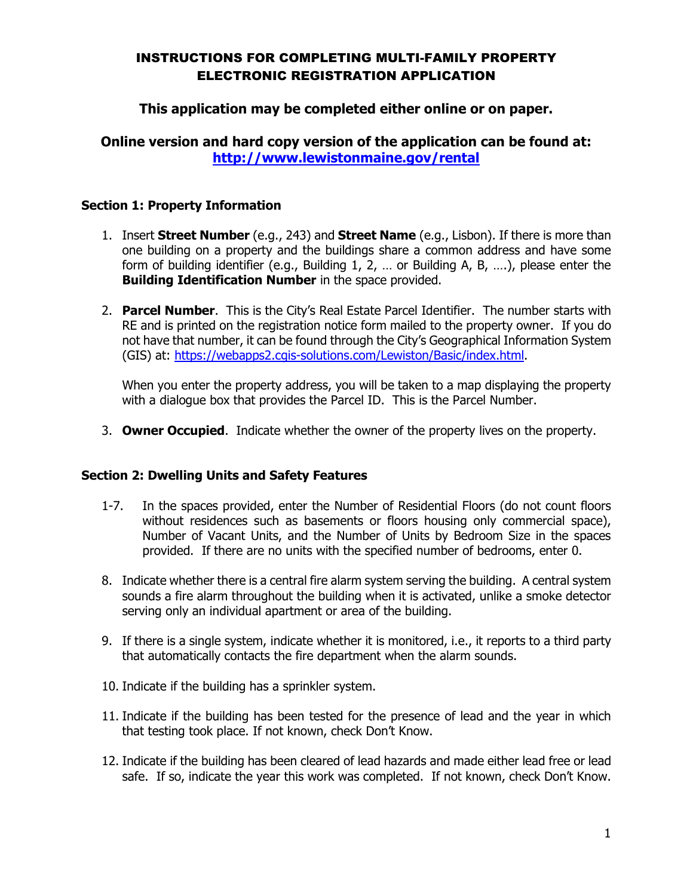# INSTRUCTIONS FOR COMPLETING MULTI-FAMILY PROPERTY ELECTRONIC REGISTRATION APPLICATION

## This application may be completed either online or on paper.

## Online version and hard copy version of the application can be found at: [http://www.lewistonmaine.gov/rental](http://www.lewistonmaine.gov/rental)

### Section 1: Property Information

1. Insert **Street Number** (e.g., 243) and **Street Name** (e.g., Lisbon). If there is more than one building on a property and the buildings share a common address and have some form of building identifier (e.g., Building 1, 2, … or Building A, B, ….), please enter the **Building Identification Number** in the space provided.

2. **Parcel Number**. This is the City's Real Estate Parcel Identifier. The number starts with RE and is printed on the registration notice form mailed to the property owner. If you do not have that number, it can be found through the City's Geographical Information System (GIS) at: [https://webapps2.cgis-solutions.com/Lewiston/Basic/index.html](https://webapps2.cgis-solutions.com/Lewiston/Basic/index.html).

   When you enter the property address, you will be taken to a map displaying the property with a dialogue box that provides the Parcel ID. This is the Parcel Number.

3. **Owner Occupied**. Indicate whether the owner of the property lives on the property.

### Section 2: Dwelling Units and Safety Features

1-7. In the spaces provided, enter the Number of Residential Floors (do not count floors without residences such as basements or floors housing only commercial space), Number of Vacant Units, and the Number of Units by Bedroom Size in the spaces provided. If there are no units with the specified number of bedrooms, enter 0.

8. Indicate whether there is a central fire alarm system serving the building. A central system sounds a fire alarm throughout the building when it is activated, unlike a smoke detector serving only an individual apartment or area of the building.

9. If there is a single system, indicate whether it is monitored, i.e., it reports to a third party that automatically contacts the fire department when the alarm sounds.

10. Indicate if the building has a sprinkler system.

11. Indicate if the building has been tested for the presence of lead and the year in which that testing took place. If not known, check Don't Know.

12. Indicate if the building has been cleared of lead hazards and made either lead free or lead safe. If so, indicate the year this work was completed. If not known, check Don't Know.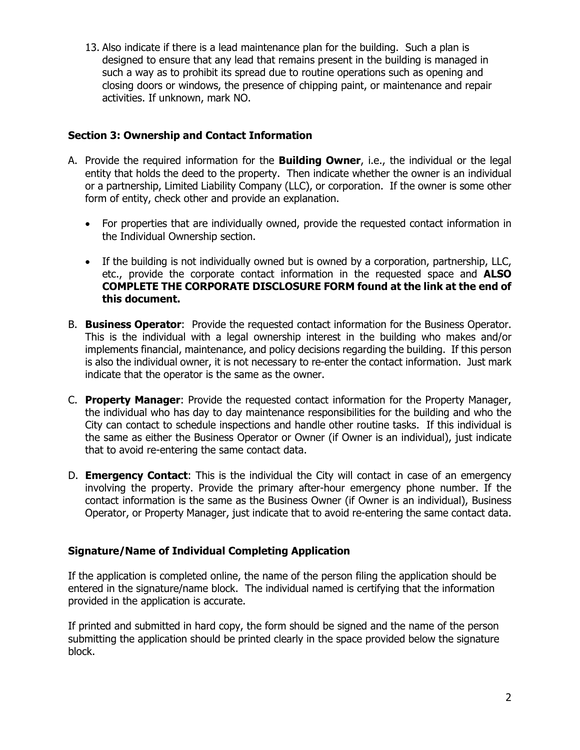13. Also indicate if there is a lead maintenance plan for the building. Such a plan is designed to ensure that any lead that remains present in the building is managed in such a way as to prohibit its spread due to routine operations such as opening and closing doors or windows, the presence of chipping paint, or maintenance and repair activities. If unknown, mark NO.

### Section 3: Ownership and Contact Information

A. Provide the required information for the **Building Owner**, i.e., the individual or the legal entity that holds the deed to the property. Then indicate whether the owner is an individual or a partnership, Limited Liability Company (LLC), or corporation. If the owner is some other form of entity, check other and provide an explanation.

   - For properties that are individually owned, provide the requested contact information in the Individual Ownership section.

   - If the building is not individually owned but is owned by a corporation, partnership, LLC, etc., provide the corporate contact information in the requested space and **ALSO COMPLETE THE CORPORATE DISCLOSURE FORM found at the link at the end of this document.**

B. **Business Operator**: Provide the requested contact information for the Business Operator. This is the individual with a legal ownership interest in the building who makes and/or implements financial, maintenance, and policy decisions regarding the building. If this person is also the individual owner, it is not necessary to re-enter the contact information. Just mark indicate that the operator is the same as the owner.

C. **Property Manager**: Provide the requested contact information for the Property Manager, the individual who has day to day maintenance responsibilities for the building and who the City can contact to schedule inspections and handle other routine tasks. If this individual is the same as either the Business Operator or Owner (if Owner is an individual), just indicate that to avoid re-entering the same contact data.

D. **Emergency Contact**: This is the individual the City will contact in case of an emergency involving the property. Provide the primary after-hour emergency phone number. If the contact information is the same as the Business Owner (if Owner is an individual), Business Operator, or Property Manager, just indicate that to avoid re-entering the same contact data.

### Signature/Name of Individual Completing Application

If the application is completed online, the name of the person filing the application should be entered in the signature/name block. The individual named is certifying that the information provided in the application is accurate.

If printed and submitted in hard copy, the form should be signed and the name of the person submitting the application should be printed clearly in the space provided below the signature block.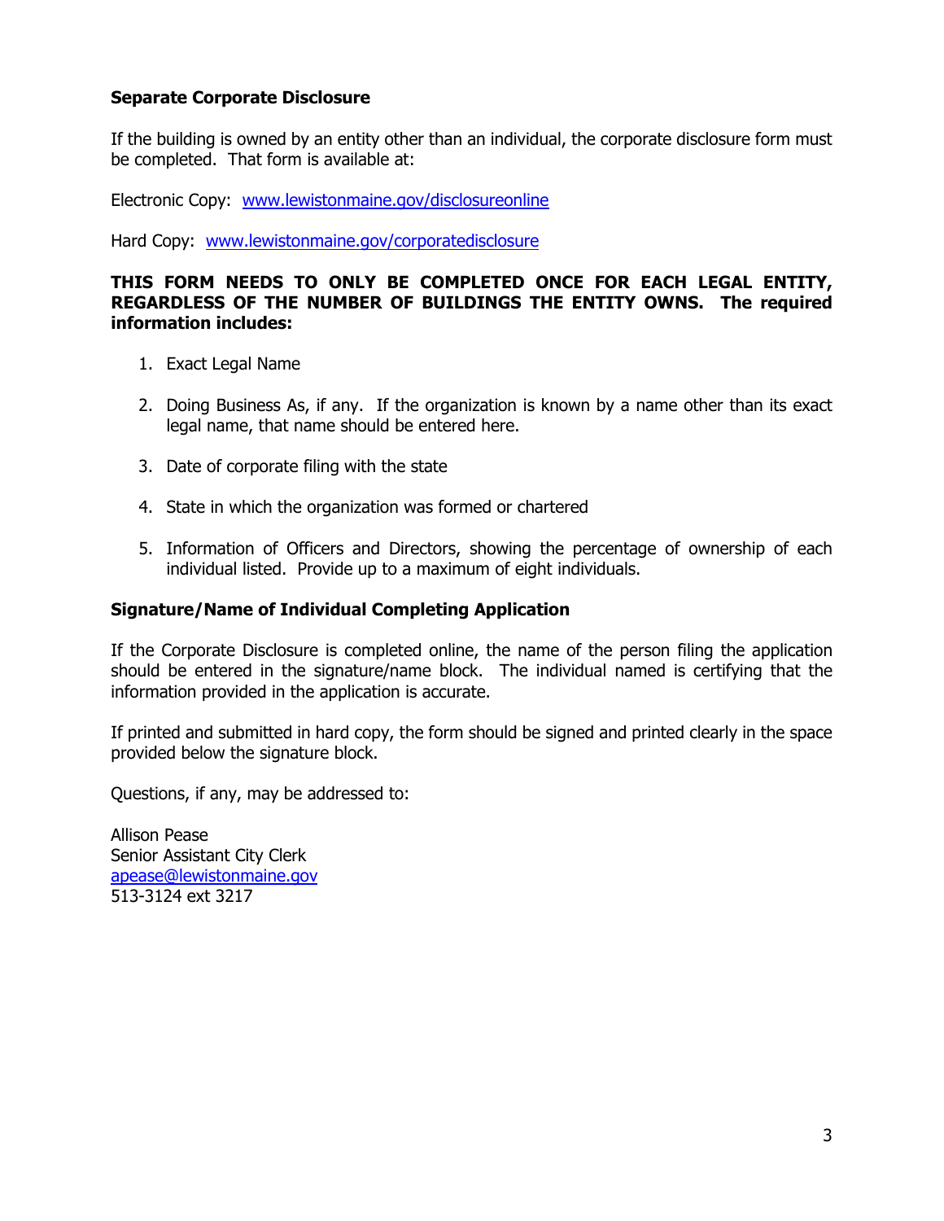## Separate Corporate Disclosure

If the building is owned by an entity other than an individual, the corporate disclosure form must be completed. That form is available at:

Electronic Copy: www.lewistonmaine.gov/disclosureonline

Hard Copy: www.lewistonmaine.gov/corporatedisclosure

**THIS FORM NEEDS TO ONLY BE COMPLETED ONCE FOR EACH LEGAL ENTITY, REGARDLESS OF THE NUMBER OF BUILDINGS THE ENTITY OWNS. The required information includes:**

1. Exact Legal Name
2. Doing Business As, if any. If the organization is known by a name other than its exact legal name, that name should be entered here.
3. Date of corporate filing with the state
4. State in which the organization was formed or chartered
5. Information of Officers and Directors, showing the percentage of ownership of each individual listed. Provide up to a maximum of eight individuals.

## Signature/Name of Individual Completing Application

If the Corporate Disclosure is completed online, the name of the person filing the application should be entered in the signature/name block. The individual named is certifying that the information provided in the application is accurate.

If printed and submitted in hard copy, the form should be signed and printed clearly in the space provided below the signature block.

Questions, if any, may be addressed to:

Allison Pease
Senior Assistant City Clerk
apease@lewistonmaine.gov
513-3124 ext 3217